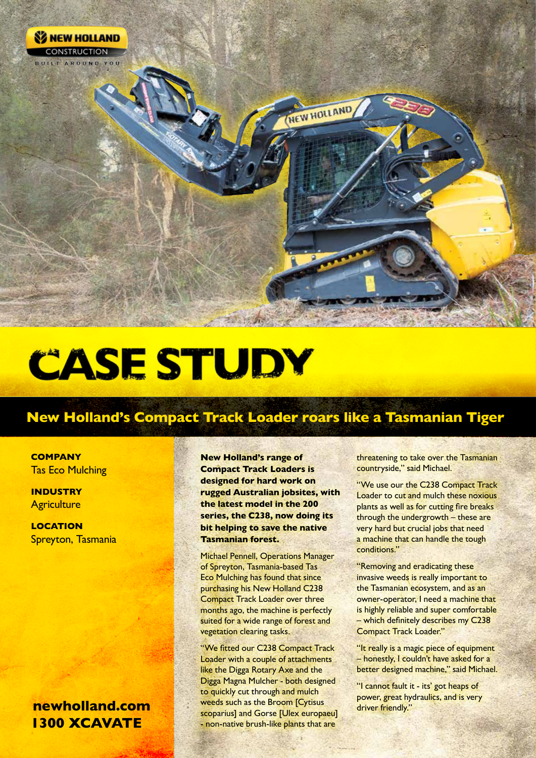NEW HOLLAND CONSTRUCTION

BUILT AROUND YOU

# CASE STUDY

## New Holland's Compact Track Loader roars like a Tasmanian Tiger

**COMPANY**
Tas Eco Mulching

**INDUSTRY**
Agriculture

**LOCATION**
Spreyton, Tasmania

**newholland.com**
**1300 XCAVATE**

**New Holland's range of Compact Track Loaders is designed for hard work on rugged Australian jobsites, with the latest model in the 200 series, the C238, now doing its bit helping to save the native Tasmanian forest.**

Michael Pennell, Operations Manager of Spreyton, Tasmania-based Tas Eco Mulching has found that since purchasing his New Holland C238 Compact Track Loader over three months ago, the machine is perfectly suited for a wide range of forest and vegetation clearing tasks.

"We fitted our C238 Compact Track Loader with a couple of attachments like the Digga Rotary Axe and the Digga Magna Mulcher - both designed to quickly cut through and mulch weeds such as the Broom [Cytisus scoparius] and Gorse [Ulex europaeu] - non-native brush-like plants that are threatening to take over the Tasmanian countryside," said Michael.

"We use our the C238 Compact Track Loader to cut and mulch these noxious plants as well as for cutting fire breaks through the undergrowth – these are very hard but crucial jobs that need a machine that can handle the tough conditions."

"Removing and eradicating these invasive weeds is really important to the Tasmanian ecosystem, and as an owner-operator, I need a machine that is highly reliable and super comfortable – which definitely describes my C238 Compact Track Loader."

"It really is a magic piece of equipment – honestly, I couldn't have asked for a better designed machine," said Michael.

"I cannot fault it - its' got heaps of power, great hydraulics, and is very driver friendly."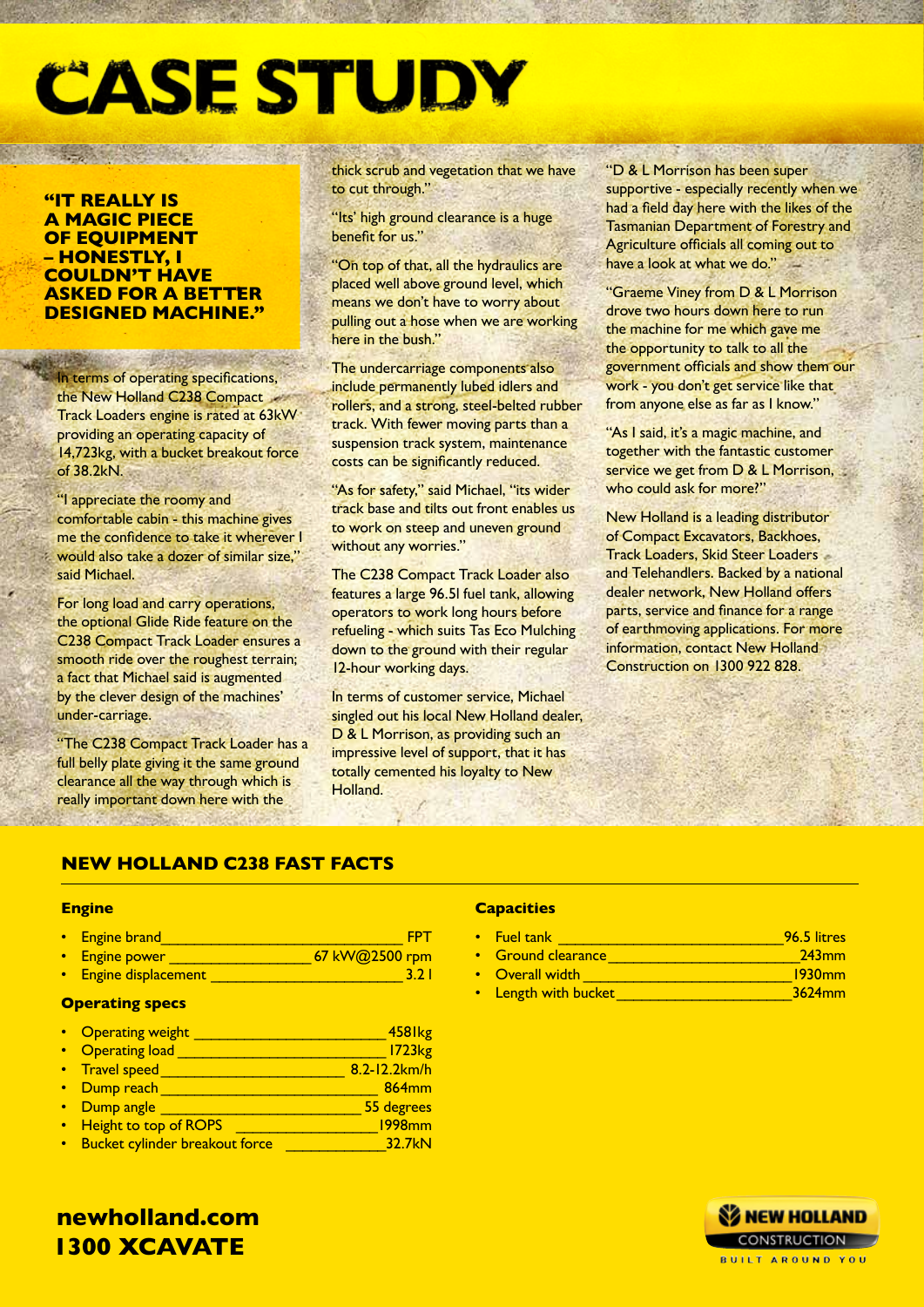# CASE STUDY

**"IT REALLY IS A MAGIC PIECE OF EQUIPMENT – HONESTLY, I COULDN'T HAVE ASKED FOR A BETTER DESIGNED MACHINE."**

In terms of operating specifications, the New Holland C238 Compact Track Loaders engine is rated at 63kW providing an operating capacity of 14,723kg, with a bucket breakout force of 38.2kN.

"I appreciate the roomy and comfortable cabin - this machine gives me the confidence to take it wherever I would also take a dozer of similar size," said Michael.

For long load and carry operations, the optional Glide Ride feature on the C238 Compact Track Loader ensures a smooth ride over the roughest terrain; a fact that Michael said is augmented by the clever design of the machines' under-carriage.

"The C238 Compact Track Loader has a full belly plate giving it the same ground clearance all the way through which is really important down here with the thick scrub and vegetation that we have to cut through."

"Its' high ground clearance is a huge benefit for us."

"On top of that, all the hydraulics are placed well above ground level, which means we don't have to worry about pulling out a hose when we are working here in the bush."

The undercarriage components also include permanently lubed idlers and rollers, and a strong, steel-belted rubber track. With fewer moving parts than a suspension track system, maintenance costs can be significantly reduced.

"As for safety," said Michael, "its wider track base and tilts out front enables us to work on steep and uneven ground without any worries."

The C238 Compact Track Loader also features a large 96.5l fuel tank, allowing operators to work long hours before refueling - which suits Tas Eco Mulching down to the ground with their regular 12-hour working days.

In terms of customer service, Michael singled out his local New Holland dealer, D & L Morrison, as providing such an impressive level of support, that it has totally cemented his loyalty to New Holland.

"D & L Morrison has been super supportive - especially recently when we had a field day here with the likes of the Tasmanian Department of Forestry and Agriculture officials all coming out to have a look at what we do."

"Graeme Viney from D & L Morrison drove two hours down here to run the machine for me which gave me the opportunity to talk to all the government officials and show them our work - you don't get service like that from anyone else as far as I know."

"As I said, it's a magic machine, and together with the fantastic customer service we get from D & L Morrison, who could ask for more?"

New Holland is a leading distributor of Compact Excavators, Backhoes, Track Loaders, Skid Steer Loaders and Telehandlers. Backed by a national dealer network, New Holland offers parts, service and finance for a range of earthmoving applications. For more information, contact New Holland Construction on 1300 922 828.

## NEW HOLLAND C238 FAST FACTS

### Engine

- Engine brand: FPT
- Engine power: 67 kW@2500 rpm
- Engine displacement: 3.2 l

### Operating specs

- Operating weight: 4581kg
- Operating load: 1723kg
- Travel speed: 8.2-12.2km/h
- Dump reach: 864mm
- Dump angle: 55 degrees
- Height to top of ROPS: 1998mm
- Bucket cylinder breakout force: 32.7kN

### Capacities

- Fuel tank: 96.5 litres
- Ground clearance: 243mm
- Overall width: 1930mm
- Length with bucket: 3624mm

**newholland.com**
**1300 XCAVATE**

NEW HOLLAND CONSTRUCTION
BUILT AROUND YOU